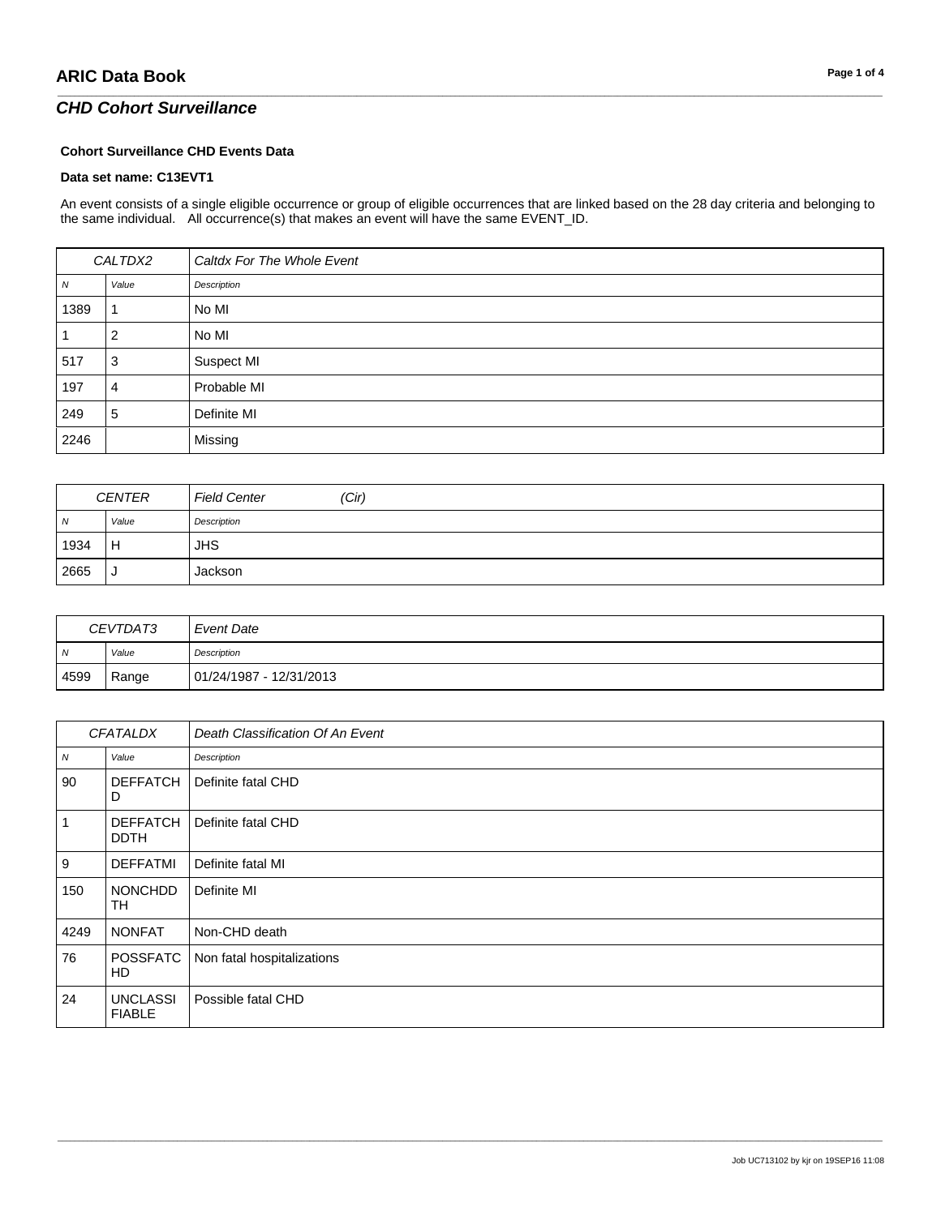# ARIC Data Book

## *CHD Cohort Surveillance*

**Cohort Surveillance CHD Events Data**

**Data set name: C13EVT1**

An event consists of a single eligible occurrence or group of eligible occurrences that are linked based on the 28 day criteria and belonging to the same individual. All occurrence(s) that makes an event will have the same EVENT_ID.

| *CALTDX2* | | *Caltdx For The Whole Event* |
|---|---|---|
| *N* | *Value* | *Description* |
| 1389 | 1 | No MI |
| 1 | 2 | No MI |
| 517 | 3 | Suspect MI |
| 197 | 4 | Probable MI |
| 249 | 5 | Definite MI |
| 2246 | | Missing |

| *CENTER* | | *Field Center (Cir)* |
|---|---|---|
| *N* | *Value* | *Description* |
| 1934 | H | JHS |
| 2665 | J | Jackson |

| *CEVTDAT3* | | *Event Date* |
|---|---|---|
| *N* | *Value* | *Description* |
| 4599 | Range | 01/24/1987 - 12/31/2013 |

| *CFATALDX* | | *Death Classification Of An Event* |
|---|---|---|
| *N* | *Value* | *Description* |
| 90 | DEFFATCHD | Definite fatal CHD |
| 1 | DEFFATCHDDTH | Definite fatal CHD |
| 9 | DEFFATMI | Definite fatal MI |
| 150 | NONCHDDTH | Definite MI |
| 4249 | NONFAT | Non-CHD death |
| 76 | POSSFATCHD | Non fatal hospitalizations |
| 24 | UNCLASSIFIABLE | Possible fatal CHD |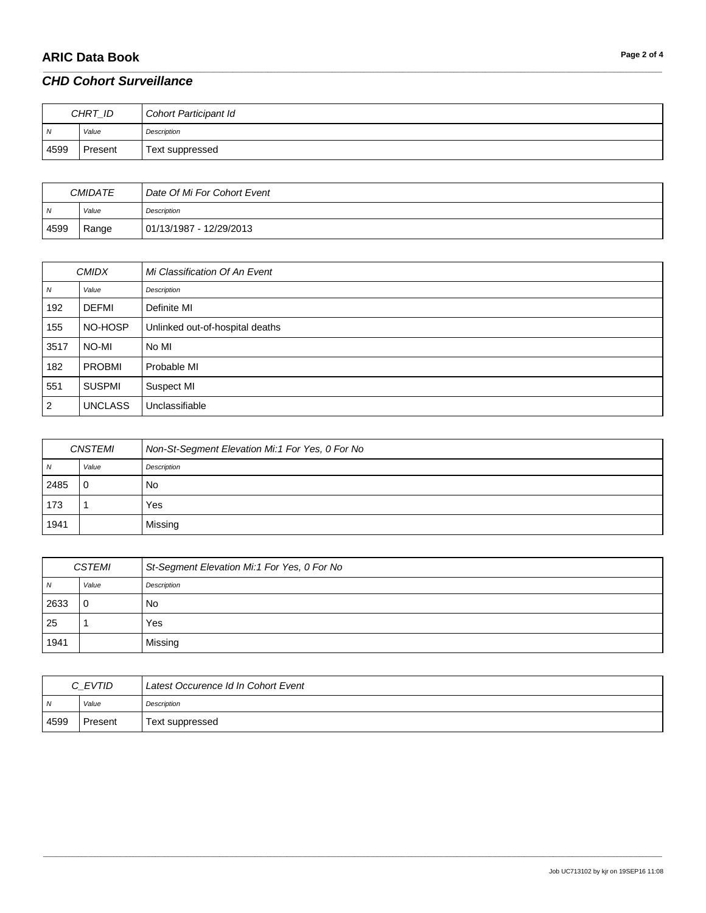## *CHD Cohort Surveillance*

| CHRT_ID | | Cohort Participant Id |
|---|---|---|
| *N* | *Value* | *Description* |
| 4599 | Present | Text suppressed |

| CMIDATE | | Date Of Mi For Cohort Event |
|---|---|---|
| *N* | *Value* | *Description* |
| 4599 | Range | 01/13/1987 - 12/29/2013 |

| CMIDX | | Mi Classification Of An Event |
|---|---|---|
| *N* | *Value* | *Description* |
| 192 | DEFMI | Definite MI |
| 155 | NO-HOSP | Unlinked out-of-hospital deaths |
| 3517 | NO-MI | No MI |
| 182 | PROBMI | Probable MI |
| 551 | SUSPMI | Suspect MI |
| 2 | UNCLASS | Unclassifiable |

| CNSTEMI | | Non-St-Segment Elevation Mi:1 For Yes, 0 For No |
|---|---|---|
| *N* | *Value* | *Description* |
| 2485 | 0 | No |
| 173 | 1 | Yes |
| 1941 | | Missing |

| CSTEMI | | St-Segment Elevation Mi:1 For Yes, 0 For No |
|---|---|---|
| *N* | *Value* | *Description* |
| 2633 | 0 | No |
| 25 | 1 | Yes |
| 1941 | | Missing |

| C_EVTID | | Latest Occurence Id In Cohort Event |
|---|---|---|
| *N* | *Value* | *Description* |
| 4599 | Present | Text suppressed |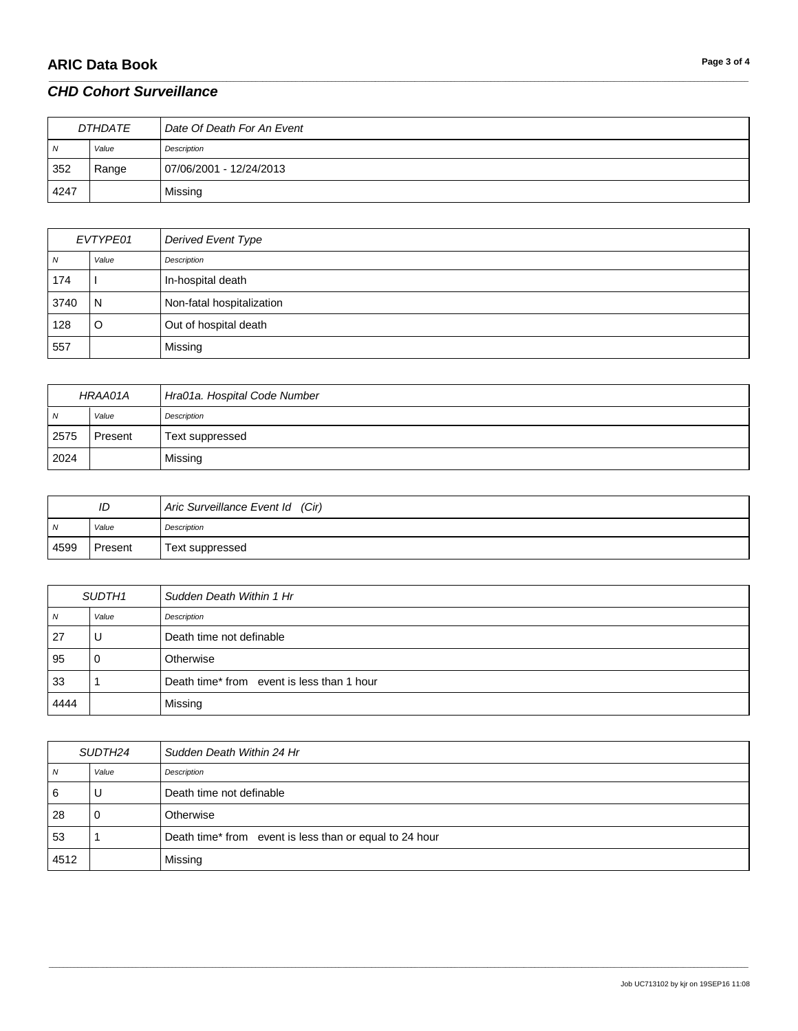## CHD Cohort Surveillance

| DTHDATE | | Date Of Death For An Event |
|---|---|---|
| N | Value | Description |
| 352 | Range | 07/06/2001 - 12/24/2013 |
| 4247 | | Missing |

| EVTYPE01 | | Derived Event Type |
|---|---|---|
| N | Value | Description |
| 174 | I | In-hospital death |
| 3740 | N | Non-fatal hospitalization |
| 128 | O | Out of hospital death |
| 557 | | Missing |

| HRAA01A | | Hra01a. Hospital Code Number |
|---|---|---|
| N | Value | Description |
| 2575 | Present | Text suppressed |
| 2024 | | Missing |

| ID | | Aric Surveillance Event Id (Cir) |
|---|---|---|
| N | Value | Description |
| 4599 | Present | Text suppressed |

| SUDTH1 | | Sudden Death Within 1 Hr |
|---|---|---|
| N | Value | Description |
| 27 | U | Death time not definable |
| 95 | 0 | Otherwise |
| 33 | 1 | Death time* from event is less than 1 hour |
| 4444 | | Missing |

| SUDTH24 | | Sudden Death Within 24 Hr |
|---|---|---|
| N | Value | Description |
| 6 | U | Death time not definable |
| 28 | 0 | Otherwise |
| 53 | 1 | Death time* from event is less than or equal to 24 hour |
| 4512 | | Missing |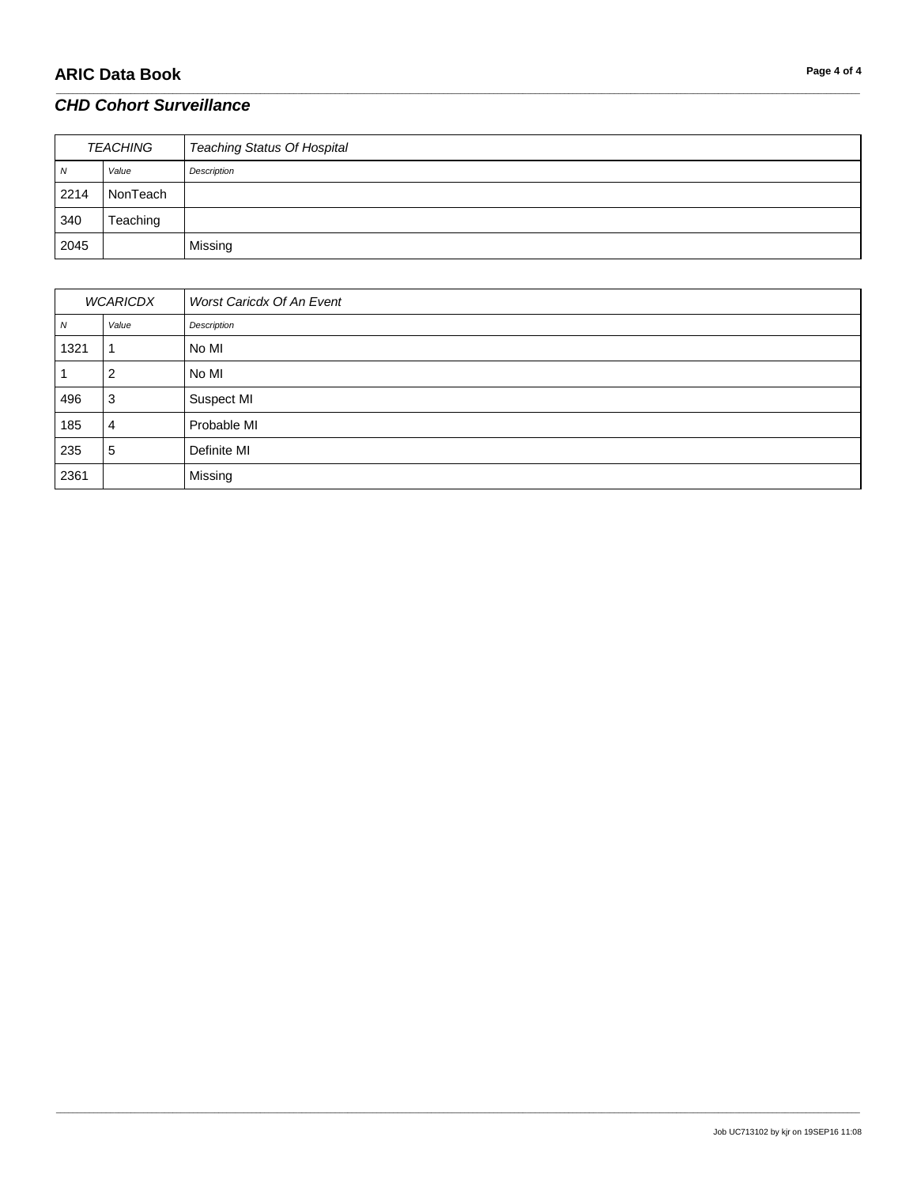## *CHD Cohort Surveillance*

| *TEACHING* | | *Teaching Status Of Hospital* |
|---|---|---|
| *N* | *Value* | *Description* |
| 2214 | NonTeach | |
| 340 | Teaching | |
| 2045 | | Missing |

| *WCARICDX* | | *Worst Caricdx Of An Event* |
|---|---|---|
| *N* | *Value* | *Description* |
| 1321 | 1 | No MI |
| 1 | 2 | No MI |
| 496 | 3 | Suspect MI |
| 185 | 4 | Probable MI |
| 235 | 5 | Definite MI |
| 2361 | | Missing |